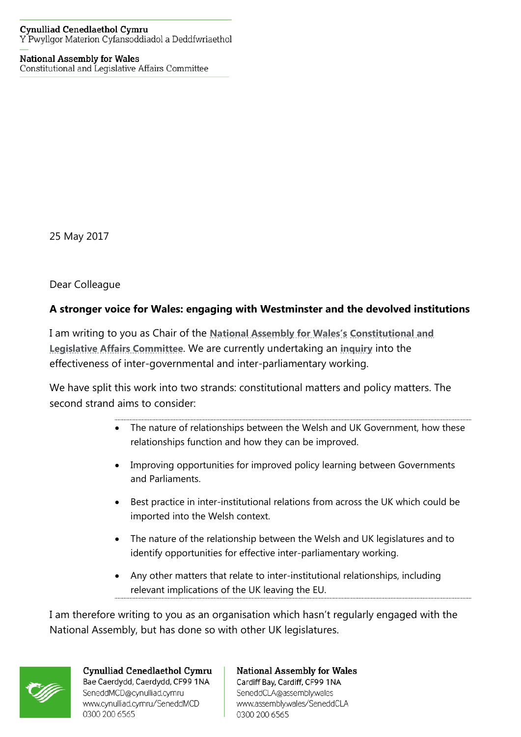Cynulliad Cenedlaethol Cymru
Y Pwyllgor Materion Cyfansoddiadol a Deddfwriaethol

National Assembly for Wales
Constitutional and Legislative Affairs Committee

25 May 2017

Dear Colleague

**A stronger voice for Wales: engaging with Westminster and the devolved institutions**

I am writing to you as Chair of the **National Assembly for Wales's Constitutional and Legislative Affairs Committee**. We are currently undertaking an **inquiry** into the effectiveness of inter-governmental and inter-parliamentary working.

We have split this work into two strands: constitutional matters and policy matters. The second strand aims to consider:

- The nature of relationships between the Welsh and UK Government, how these relationships function and how they can be improved.
- Improving opportunities for improved policy learning between Governments and Parliaments.
- Best practice in inter-institutional relations from across the UK which could be imported into the Welsh context.
- The nature of the relationship between the Welsh and UK legislatures and to identify opportunities for effective inter-parliamentary working.
- Any other matters that relate to inter-institutional relationships, including relevant implications of the UK leaving the EU.

I am therefore writing to you as an organisation which hasn't regularly engaged with the National Assembly, but has done so with other UK legislatures.

Cynulliad Cenedlaethol Cymru
Bae Caerdydd, Caerdydd, CF99 1NA
SeneddMCD@cynulliad.cymru
www.cynulliad.cymru/SeneddMCD
0300 200 6565

National Assembly for Wales
Cardiff Bay, Cardiff, CF99 1NA
SeneddCLA@assembly.wales
www.assembly.wales/SeneddCLA
0300 200 6565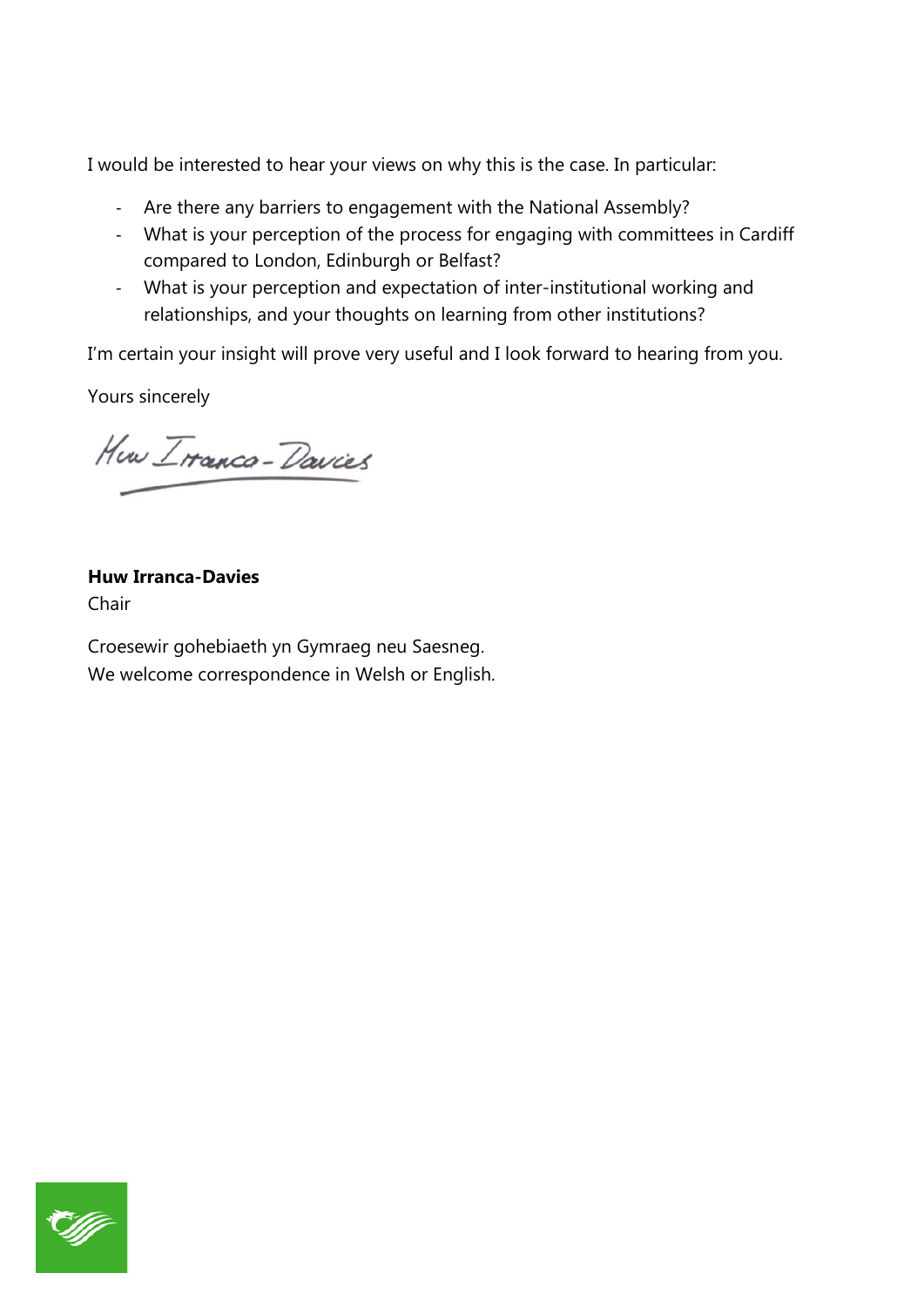I would be interested to hear your views on why this is the case. In particular:

- Are there any barriers to engagement with the National Assembly?
- What is your perception of the process for engaging with committees in Cardiff compared to London, Edinburgh or Belfast?
- What is your perception and expectation of inter-institutional working and relationships, and your thoughts on learning from other institutions?

I'm certain your insight will prove very useful and I look forward to hearing from you.

Yours sincerely

Huw Irranca-Davies

**Huw Irranca-Davies**
Chair

Croesewir gohebiaeth yn Gymraeg neu Saesneg.
We welcome correspondence in Welsh or English.